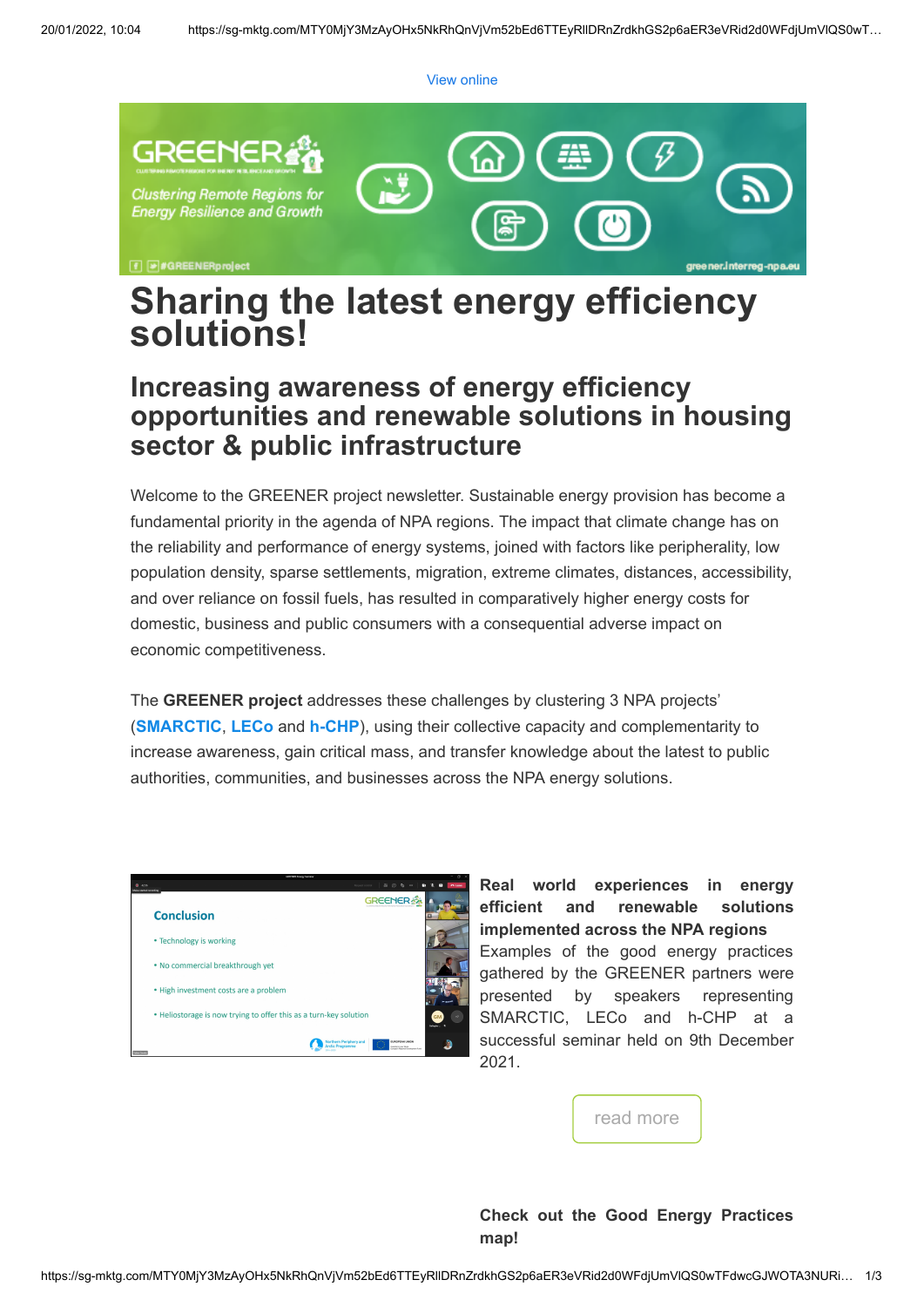View online

# Sharing the latest energy efficiency solutions!

## Increasing awareness of energy efficiency opportunities and renewable solutions in housing sector & public infrastructure

Welcome to the GREENER project newsletter. Sustainable energy provision has become a fundamental priority in the agenda of NPA regions. The impact that climate change has on the reliability and performance of energy systems, joined with factors like peripherality, low population density, sparse settlements, migration, extreme climates, distances, accessibility, and over reliance on fossil fuels, has resulted in comparatively higher energy costs for domestic, business and public consumers with a consequential adverse impact on economic competitiveness.

The **GREENER project** addresses these challenges by clustering 3 NPA projects' (**SMARCTIC**, **LECo** and **h-CHP**), using their collective capacity and complementarity to increase awareness, gain critical mass, and transfer knowledge about the latest to public authorities, communities, and businesses across the NPA energy solutions.

**Real world experiences in energy efficient and renewable solutions implemented across the NPA regions**

Examples of the good energy practices gathered by the GREENER partners were presented by speakers representing SMARCTIC, LECo and h-CHP at a successful seminar held on 9th December 2021.

read more

**Check out the Good Energy Practices map!**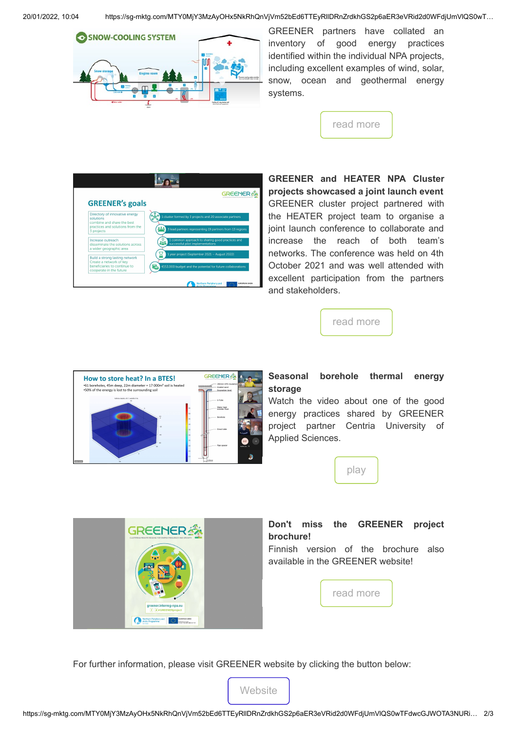GREENER partners have collated an inventory of good energy practices identified within the individual NPA projects, including excellent examples of wind, solar, snow, ocean and geothermal energy systems.

read more

**GREENER and HEATER NPA Cluster projects showcased a joint launch event**

GREENER cluster project partnered with the HEATER project team to organise a joint launch conference to collaborate and increase the reach of both team's networks. The conference was held on 4th October 2021 and was well attended with excellent participation from the partners and stakeholders.

read more

**Seasonal borehole thermal energy storage**

Watch the video about one of the good energy practices shared by GREENER project partner Centria University of Applied Sciences.

play

**Don't miss the GREENER project brochure!**

Finnish version of the brochure also available in the GREENER website!

read more

For further information, please visit GREENER website by clicking the button below:

Website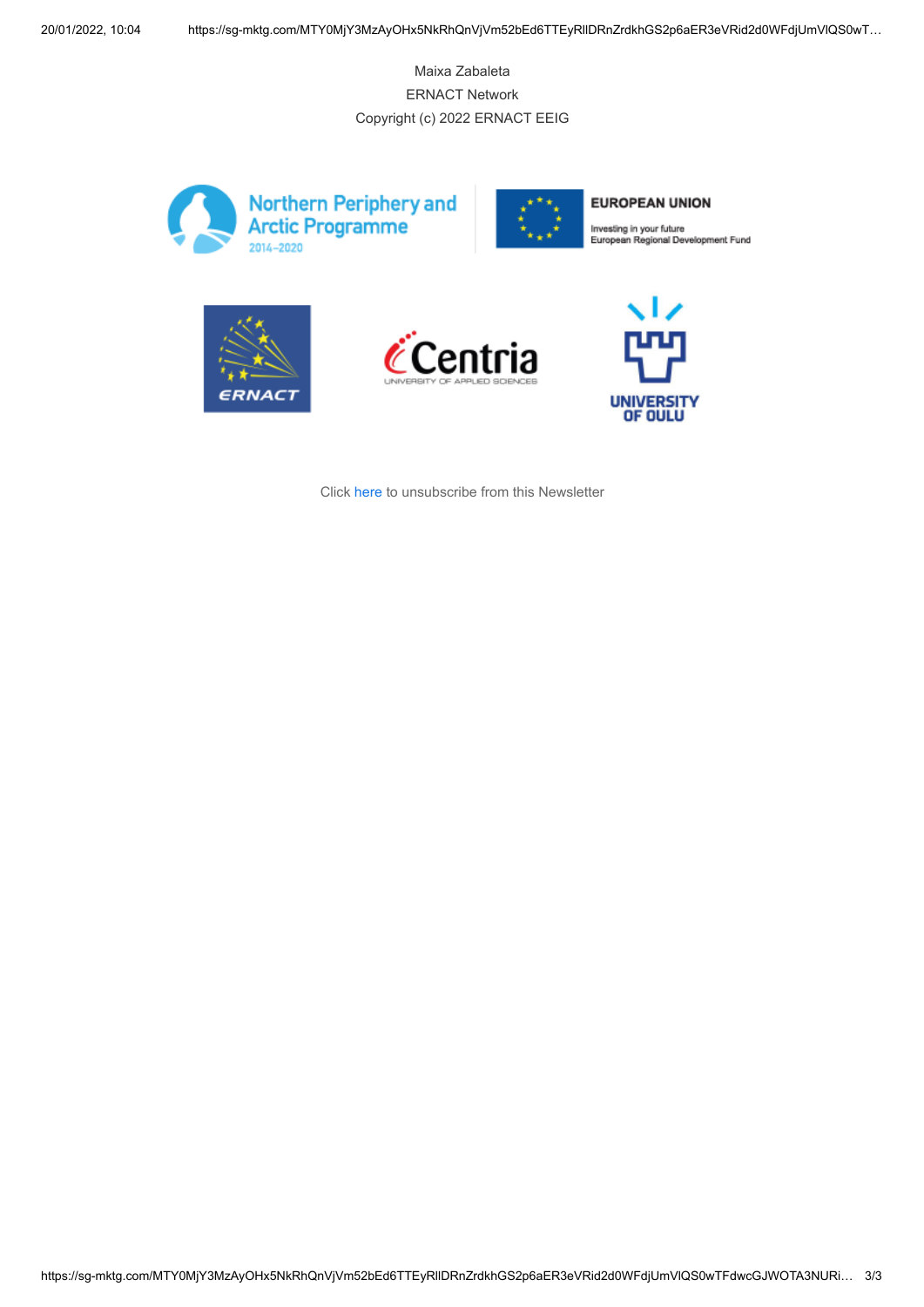Maixa Zabaleta
ERNACT Network
Copyright (c) 2022 ERNACT EEIG

Northern Periphery and Arctic Programme 2014–2020

EUROPEAN UNION
Investing in your future
European Regional Development Fund

ERNACT

Centria
UNIVERSITY OF APPLIED SCIENCES

UNIVERSITY OF OULU

Click here to unsubscribe from this Newsletter